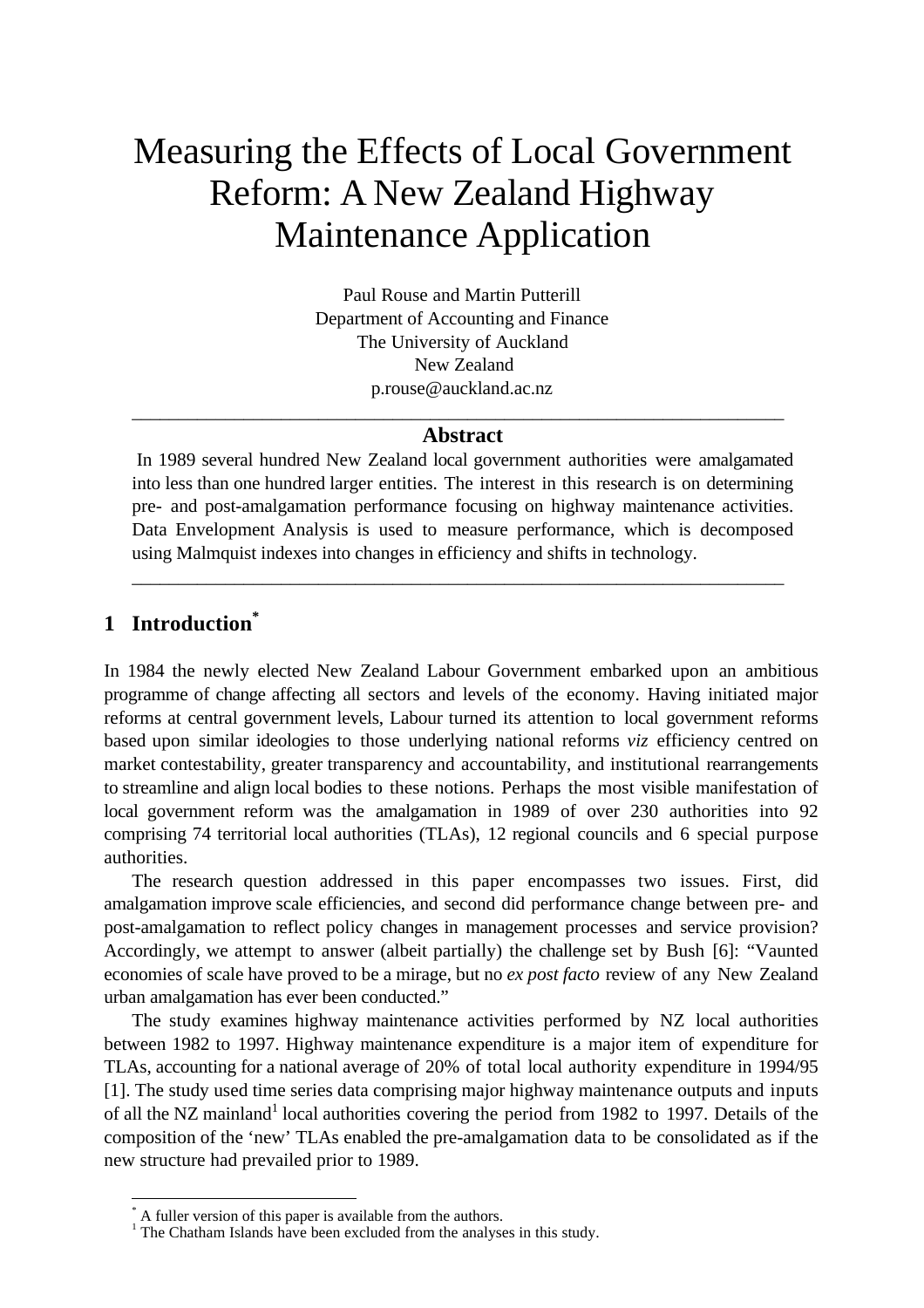# Measuring the Effects of Local Government Reform: A New Zealand Highway Maintenance Application

Paul Rouse and Martin Putterill
Department of Accounting and Finance
The University of Auckland
New Zealand
p.rouse@auckland.ac.nz

---

**Abstract**

In 1989 several hundred New Zealand local government authorities were amalgamated into less than one hundred larger entities. The interest in this research is on determining pre- and post-amalgamation performance focusing on highway maintenance activities. Data Envelopment Analysis is used to measure performance, which is decomposed using Malmquist indexes into changes in efficiency and shifts in technology.

---

## 1 Introduction[*]

In 1984 the newly elected New Zealand Labour Government embarked upon an ambitious programme of change affecting all sectors and levels of the economy. Having initiated major reforms at central government levels, Labour turned its attention to local government reforms based upon similar ideologies to those underlying national reforms *viz* efficiency centred on market contestability, greater transparency and accountability, and institutional rearrangements to streamline and align local bodies to these notions. Perhaps the most visible manifestation of local government reform was the amalgamation in 1989 of over 230 authorities into 92 comprising 74 territorial local authorities (TLAs), 12 regional councils and 6 special purpose authorities.

The research question addressed in this paper encompasses two issues. First, did amalgamation improve scale efficiencies, and second did performance change between pre- and post-amalgamation to reflect policy changes in management processes and service provision? Accordingly, we attempt to answer (albeit partially) the challenge set by Bush [6]: "Vaunted economies of scale have proved to be a mirage, but no *ex post facto* review of any New Zealand urban amalgamation has ever been conducted."

The study examines highway maintenance activities performed by NZ local authorities between 1982 to 1997. Highway maintenance expenditure is a major item of expenditure for TLAs, accounting for a national average of 20% of total local authority expenditure in 1994/95 [1]. The study used time series data comprising major highway maintenance outputs and inputs of all the NZ mainland[1] local authorities covering the period from 1982 to 1997. Details of the composition of the 'new' TLAs enabled the pre-amalgamation data to be consolidated as if the new structure had prevailed prior to 1989.

---

[*] A fuller version of this paper is available from the authors.

[1] The Chatham Islands have been excluded from the analyses in this study.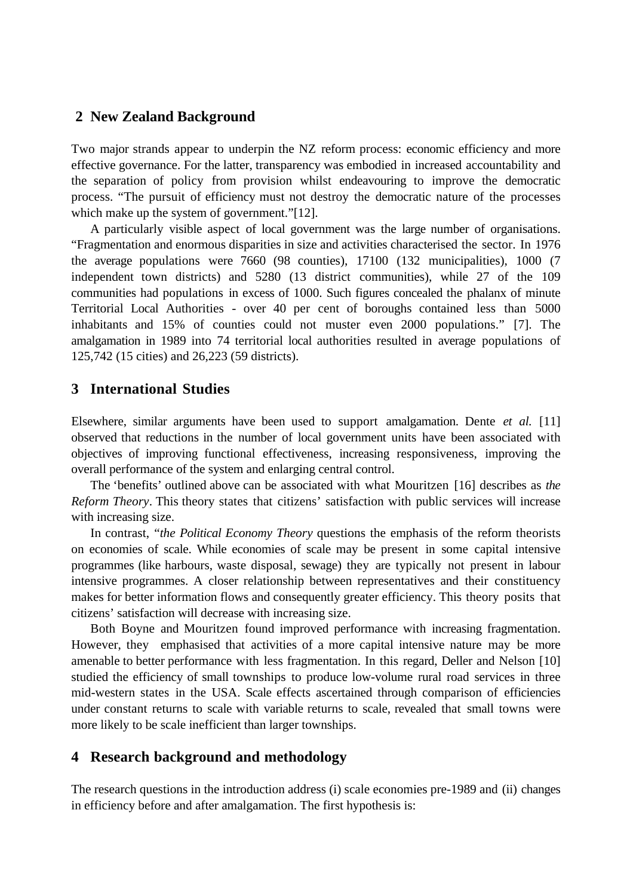## 2 New Zealand Background

Two major strands appear to underpin the NZ reform process: economic efficiency and more effective governance. For the latter, transparency was embodied in increased accountability and the separation of policy from provision whilst endeavouring to improve the democratic process. "The pursuit of efficiency must not destroy the democratic nature of the processes which make up the system of government."[12].

A particularly visible aspect of local government was the large number of organisations. "Fragmentation and enormous disparities in size and activities characterised the sector. In 1976 the average populations were 7660 (98 counties), 17100 (132 municipalities), 1000 (7 independent town districts) and 5280 (13 district communities), while 27 of the 109 communities had populations in excess of 1000. Such figures concealed the phalanx of minute Territorial Local Authorities - over 40 per cent of boroughs contained less than 5000 inhabitants and 15% of counties could not muster even 2000 populations." [7]. The amalgamation in 1989 into 74 territorial local authorities resulted in average populations of 125,742 (15 cities) and 26,223 (59 districts).

## 3 International Studies

Elsewhere, similar arguments have been used to support amalgamation. Dente *et al.* [11] observed that reductions in the number of local government units have been associated with objectives of improving functional effectiveness, increasing responsiveness, improving the overall performance of the system and enlarging central control.

The 'benefits' outlined above can be associated with what Mouritzen [16] describes as *the Reform Theory*. This theory states that citizens' satisfaction with public services will increase with increasing size.

In contrast, "*the Political Economy Theory* questions the emphasis of the reform theorists on economies of scale. While economies of scale may be present in some capital intensive programmes (like harbours, waste disposal, sewage) they are typically not present in labour intensive programmes. A closer relationship between representatives and their constituency makes for better information flows and consequently greater efficiency. This theory posits that citizens' satisfaction will decrease with increasing size.

Both Boyne and Mouritzen found improved performance with increasing fragmentation. However, they emphasised that activities of a more capital intensive nature may be more amenable to better performance with less fragmentation. In this regard, Deller and Nelson [10] studied the efficiency of small townships to produce low-volume rural road services in three mid-western states in the USA. Scale effects ascertained through comparison of efficiencies under constant returns to scale with variable returns to scale, revealed that small towns were more likely to be scale inefficient than larger townships.

## 4 Research background and methodology

The research questions in the introduction address (i) scale economies pre-1989 and (ii) changes in efficiency before and after amalgamation. The first hypothesis is: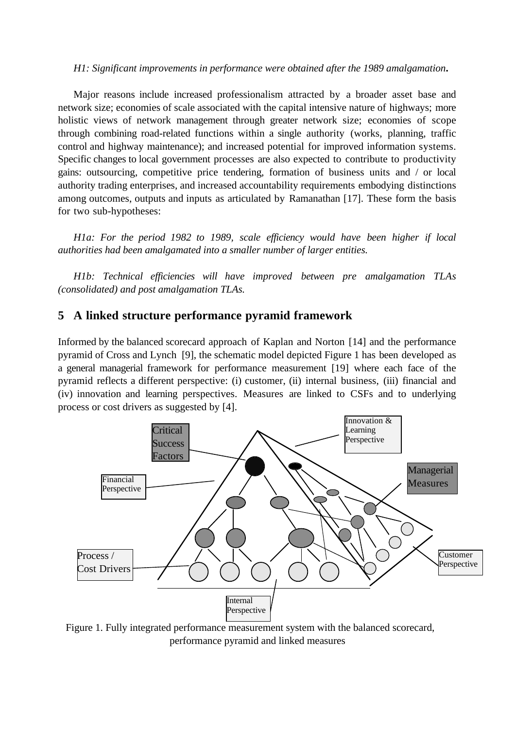*H1: Significant improvements in performance were obtained after the 1989 amalgamation***.**

Major reasons include increased professionalism attracted by a broader asset base and network size; economies of scale associated with the capital intensive nature of highways; more holistic views of network management through greater network size; economies of scope through combining road-related functions within a single authority (works, planning, traffic control and highway maintenance); and increased potential for improved information systems. Specific changes to local government processes are also expected to contribute to productivity gains: outsourcing, competitive price tendering, formation of business units and / or local authority trading enterprises, and increased accountability requirements embodying distinctions among outcomes, outputs and inputs as articulated by Ramanathan [17]. These form the basis for two sub-hypotheses:

*H1a: For the period 1982 to 1989, scale efficiency would have been higher if local authorities had been amalgamated into a smaller number of larger entities.*

*H1b: Technical efficiencies will have improved between pre amalgamation TLAs (consolidated) and post amalgamation TLAs.*

## 5 A linked structure performance pyramid framework

Informed by the balanced scorecard approach of Kaplan and Norton [14] and the performance pyramid of Cross and Lynch [9], the schematic model depicted Figure 1 has been developed as a general managerial framework for performance measurement [19] where each face of the pyramid reflects a different perspective: (i) customer, (ii) internal business, (iii) financial and (iv) innovation and learning perspectives. Measures are linked to CSFs and to underlying process or cost drivers as suggested by [4].

Critical Success Factors

Innovation & Learning Perspective

Financial Perspective

Managerial Measures

Process / Cost Drivers

Customer Perspective

Internal Perspective

Figure 1. Fully integrated performance measurement system with the balanced scorecard, performance pyramid and linked measures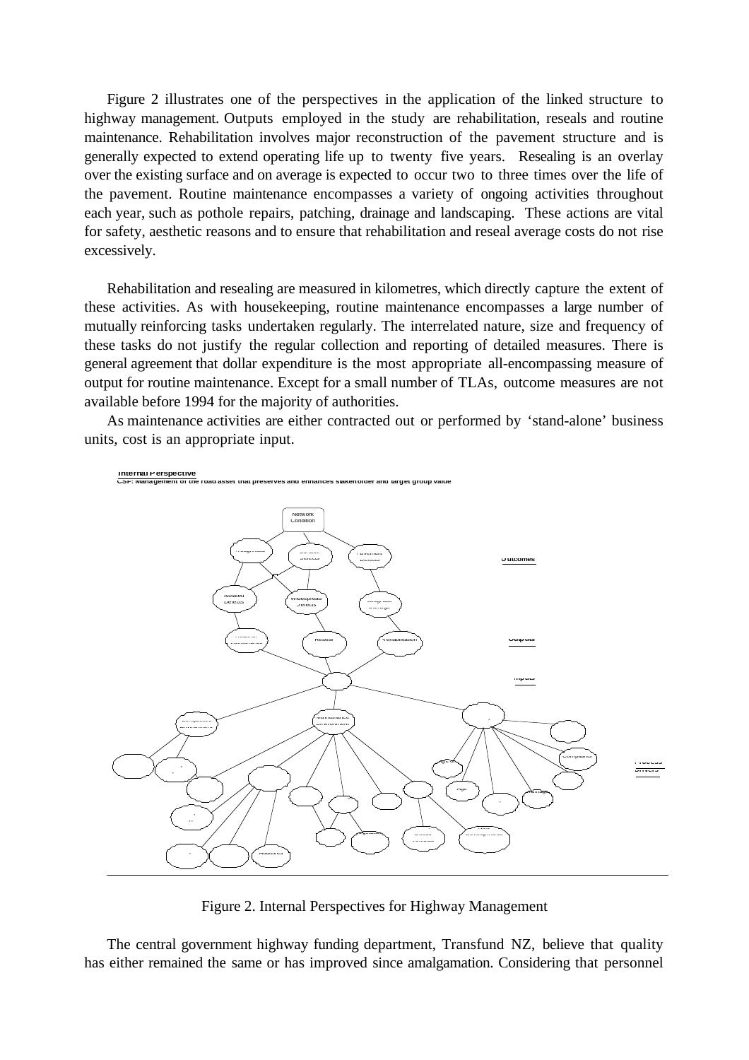Figure 2 illustrates one of the perspectives in the application of the linked structure to highway management. Outputs employed in the study are rehabilitation, reseals and routine maintenance. Rehabilitation involves major reconstruction of the pavement structure and is generally expected to extend operating life up to twenty five years. Resealing is an overlay over the existing surface and on average is expected to occur two to three times over the life of the pavement. Routine maintenance encompasses a variety of ongoing activities throughout each year, such as pothole repairs, patching, drainage and landscaping. These actions are vital for safety, aesthetic reasons and to ensure that rehabilitation and reseal average costs do not rise excessively.

Rehabilitation and resealing are measured in kilometres, which directly capture the extent of these activities. As with housekeeping, routine maintenance encompasses a large number of mutually reinforcing tasks undertaken regularly. The interrelated nature, size and frequency of these tasks do not justify the regular collection and reporting of detailed measures. There is general agreement that dollar expenditure is the most appropriate all-encompassing measure of output for routine maintenance. Except for a small number of TLAs, outcome measures are not available before 1994 for the majority of authorities.

As maintenance activities are either contracted out or performed by 'stand-alone' business units, cost is an appropriate input.

Figure 2. Internal Perspectives for Highway Management

The central government highway funding department, Transfund NZ, believe that quality has either remained the same or has improved since amalgamation. Considering that personnel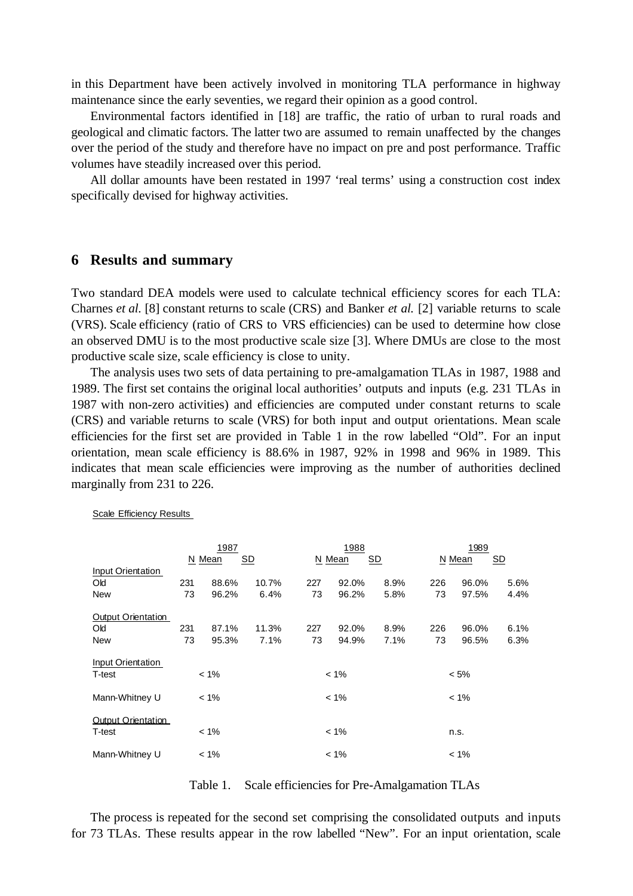in this Department have been actively involved in monitoring TLA performance in highway maintenance since the early seventies, we regard their opinion as a good control.

Environmental factors identified in [18] are traffic, the ratio of urban to rural roads and geological and climatic factors. The latter two are assumed to remain unaffected by the changes over the period of the study and therefore have no impact on pre and post performance. Traffic volumes have steadily increased over this period.

All dollar amounts have been restated in 1997 'real terms' using a construction cost index specifically devised for highway activities.

## 6 Results and summary

Two standard DEA models were used to calculate technical efficiency scores for each TLA: Charnes *et al.* [8] constant returns to scale (CRS) and Banker *et al.* [2] variable returns to scale (VRS). Scale efficiency (ratio of CRS to VRS efficiencies) can be used to determine how close an observed DMU is to the most productive scale size [3]. Where DMUs are close to the most productive scale size, scale efficiency is close to unity.

The analysis uses two sets of data pertaining to pre-amalgamation TLAs in 1987, 1988 and 1989. The first set contains the original local authorities' outputs and inputs (e.g. 231 TLAs in 1987 with non-zero activities) and efficiencies are computed under constant returns to scale (CRS) and variable returns to scale (VRS) for both input and output orientations. Mean scale efficiencies for the first set are provided in Table 1 in the row labelled "Old". For an input orientation, mean scale efficiency is 88.6% in 1987, 92% in 1998 and 96% in 1989. This indicates that mean scale efficiencies were improving as the number of authorities declined marginally from 231 to 226.

Scale Efficiency Results

| | 1987 | | | 1988 | | | 1989 | | |
|---|---|---|---|---|---|---|---|---|---|
| | N | Mean | SD | N | Mean | SD | N | Mean | SD |
| **Input Orientation** | | | | | | | | | |
| Old | 231 | 88.6% | 10.7% | 227 | 92.0% | 8.9% | 226 | 96.0% | 5.6% |
| New | 73 | 96.2% | 6.4% | 73 | 96.2% | 5.8% | 73 | 97.5% | 4.4% |
| **Output Orientation** | | | | | | | | | |
| Old | 231 | 87.1% | 11.3% | 227 | 92.0% | 8.9% | 226 | 96.0% | 6.1% |
| New | 73 | 95.3% | 7.1% | 73 | 94.9% | 7.1% | 73 | 96.5% | 6.3% |
| **Input Orientation** | | | | | | | | | |
| T-test | | < 1% | | | < 1% | | | < 5% | |
| Mann-Whitney U | | < 1% | | | < 1% | | | < 1% | |
| **Output Orientation** | | | | | | | | | |
| T-test | | < 1% | | | < 1% | | | n.s. | |
| Mann-Whitney U | | < 1% | | | < 1% | | | < 1% | |

Table 1. Scale efficiencies for Pre-Amalgamation TLAs

The process is repeated for the second set comprising the consolidated outputs and inputs for 73 TLAs. These results appear in the row labelled "New". For an input orientation, scale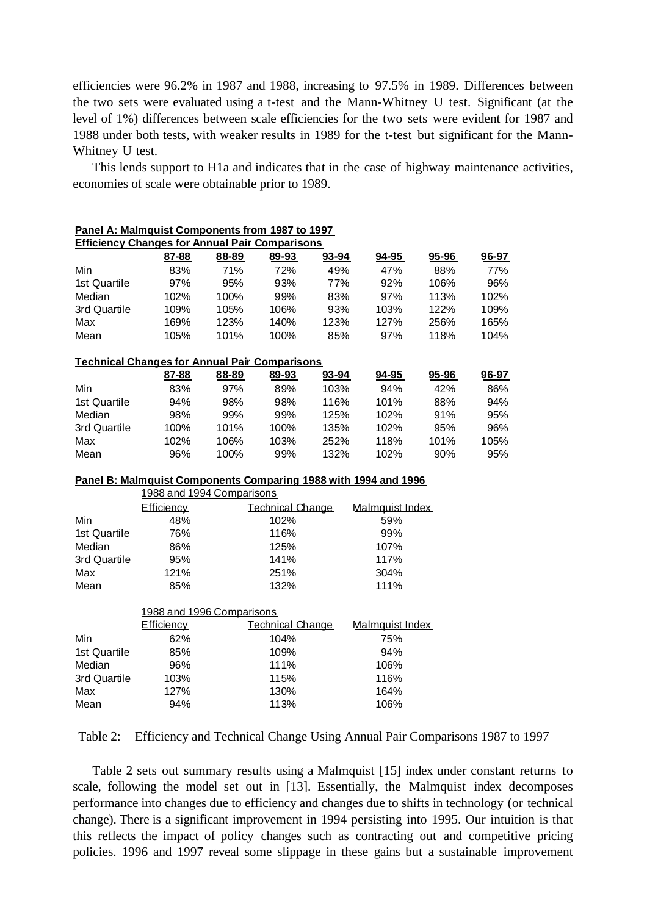efficiencies were 96.2% in 1987 and 1988, increasing to 97.5% in 1989. Differences between the two sets were evaluated using a t-test and the Mann-Whitney U test. Significant (at the level of 1%) differences between scale efficiencies for the two sets were evident for 1987 and 1988 under both tests, with weaker results in 1989 for the t-test but significant for the Mann-Whitney U test.

This lends support to H1a and indicates that in the case of highway maintenance activities, economies of scale were obtainable prior to 1989.

**Panel A: Malmquist Components from 1987 to 1997**

**Efficiency Changes for Annual Pair Comparisons**

| | 87-88 | 88-89 | 89-93 | 93-94 | 94-95 | 95-96 | 96-97 |
|---|---|---|---|---|---|---|---|
| Min | 83% | 71% | 72% | 49% | 47% | 88% | 77% |
| 1st Quartile | 97% | 95% | 93% | 77% | 92% | 106% | 96% |
| Median | 102% | 100% | 99% | 83% | 97% | 113% | 102% |
| 3rd Quartile | 109% | 105% | 106% | 93% | 103% | 122% | 109% |
| Max | 169% | 123% | 140% | 123% | 127% | 256% | 165% |
| Mean | 105% | 101% | 100% | 85% | 97% | 118% | 104% |

**Technical Changes for Annual Pair Comparisons**

| | 87-88 | 88-89 | 89-93 | 93-94 | 94-95 | 95-96 | 96-97 |
|---|---|---|---|---|---|---|---|
| Min | 83% | 97% | 89% | 103% | 94% | 42% | 86% |
| 1st Quartile | 94% | 98% | 98% | 116% | 101% | 88% | 94% |
| Median | 98% | 99% | 99% | 125% | 102% | 91% | 95% |
| 3rd Quartile | 100% | 101% | 100% | 135% | 102% | 95% | 96% |
| Max | 102% | 106% | 103% | 252% | 118% | 101% | 105% |
| Mean | 96% | 100% | 99% | 132% | 102% | 90% | 95% |

**Panel B: Malmquist Components Comparing 1988 with 1994 and 1996**

1988 and 1994 Comparisons

| | Efficiency | Technical Change | Malmquist Index |
|---|---|---|---|
| Min | 48% | 102% | 59% |
| 1st Quartile | 76% | 116% | 99% |
| Median | 86% | 125% | 107% |
| 3rd Quartile | 95% | 141% | 117% |
| Max | 121% | 251% | 304% |
| Mean | 85% | 132% | 111% |

1988 and 1996 Comparisons

| | Efficiency | Technical Change | Malmquist Index |
|---|---|---|---|
| Min | 62% | 104% | 75% |
| 1st Quartile | 85% | 109% | 94% |
| Median | 96% | 111% | 106% |
| 3rd Quartile | 103% | 115% | 116% |
| Max | 127% | 130% | 164% |
| Mean | 94% | 113% | 106% |

Table 2: Efficiency and Technical Change Using Annual Pair Comparisons 1987 to 1997

Table 2 sets out summary results using a Malmquist [15] index under constant returns to scale, following the model set out in [13]. Essentially, the Malmquist index decomposes performance into changes due to efficiency and changes due to shifts in technology (or technical change). There is a significant improvement in 1994 persisting into 1995. Our intuition is that this reflects the impact of policy changes such as contracting out and competitive pricing policies. 1996 and 1997 reveal some slippage in these gains but a sustainable improvement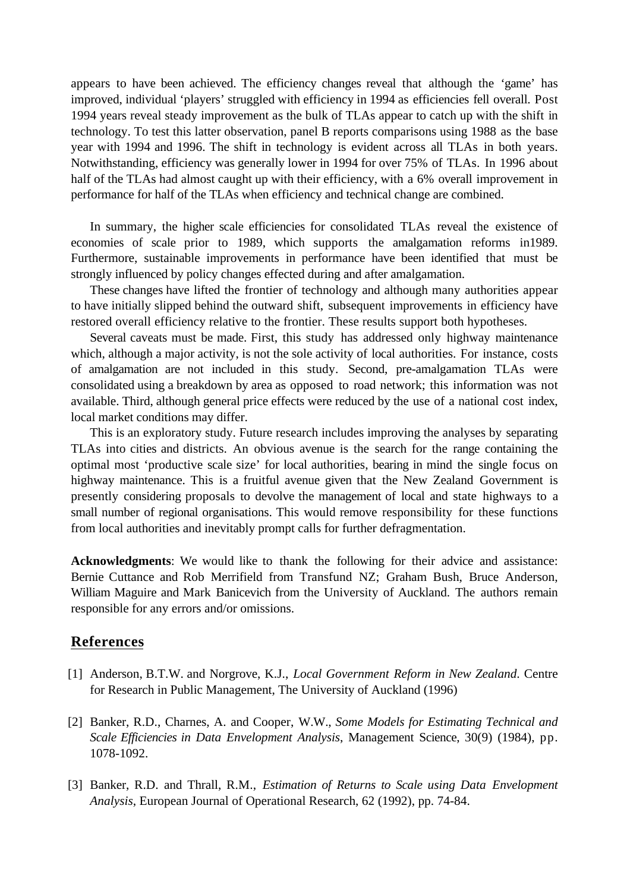appears to have been achieved. The efficiency changes reveal that although the 'game' has improved, individual 'players' struggled with efficiency in 1994 as efficiencies fell overall. Post 1994 years reveal steady improvement as the bulk of TLAs appear to catch up with the shift in technology. To test this latter observation, panel B reports comparisons using 1988 as the base year with 1994 and 1996. The shift in technology is evident across all TLAs in both years. Notwithstanding, efficiency was generally lower in 1994 for over 75% of TLAs. In 1996 about half of the TLAs had almost caught up with their efficiency, with a 6% overall improvement in performance for half of the TLAs when efficiency and technical change are combined.

In summary, the higher scale efficiencies for consolidated TLAs reveal the existence of economies of scale prior to 1989, which supports the amalgamation reforms in1989. Furthermore, sustainable improvements in performance have been identified that must be strongly influenced by policy changes effected during and after amalgamation.

These changes have lifted the frontier of technology and although many authorities appear to have initially slipped behind the outward shift, subsequent improvements in efficiency have restored overall efficiency relative to the frontier. These results support both hypotheses.

Several caveats must be made. First, this study has addressed only highway maintenance which, although a major activity, is not the sole activity of local authorities. For instance, costs of amalgamation are not included in this study. Second, pre-amalgamation TLAs were consolidated using a breakdown by area as opposed to road network; this information was not available. Third, although general price effects were reduced by the use of a national cost index, local market conditions may differ.

This is an exploratory study. Future research includes improving the analyses by separating TLAs into cities and districts. An obvious avenue is the search for the range containing the optimal most 'productive scale size' for local authorities, bearing in mind the single focus on highway maintenance. This is a fruitful avenue given that the New Zealand Government is presently considering proposals to devolve the management of local and state highways to a small number of regional organisations. This would remove responsibility for these functions from local authorities and inevitably prompt calls for further defragmentation.

**Acknowledgments**: We would like to thank the following for their advice and assistance: Bernie Cuttance and Rob Merrifield from Transfund NZ; Graham Bush, Bruce Anderson, William Maguire and Mark Banicevich from the University of Auckland. The authors remain responsible for any errors and/or omissions.

## References

[1] Anderson, B.T.W. and Norgrove, K.J., *Local Government Reform in New Zealand*. Centre for Research in Public Management, The University of Auckland (1996)

[2] Banker, R.D., Charnes, A. and Cooper, W.W., *Some Models for Estimating Technical and Scale Efficiencies in Data Envelopment Analysis*, Management Science, 30(9) (1984), pp. 1078-1092.

[3] Banker, R.D. and Thrall, R.M., *Estimation of Returns to Scale using Data Envelopment Analysis*, European Journal of Operational Research, 62 (1992), pp. 74-84.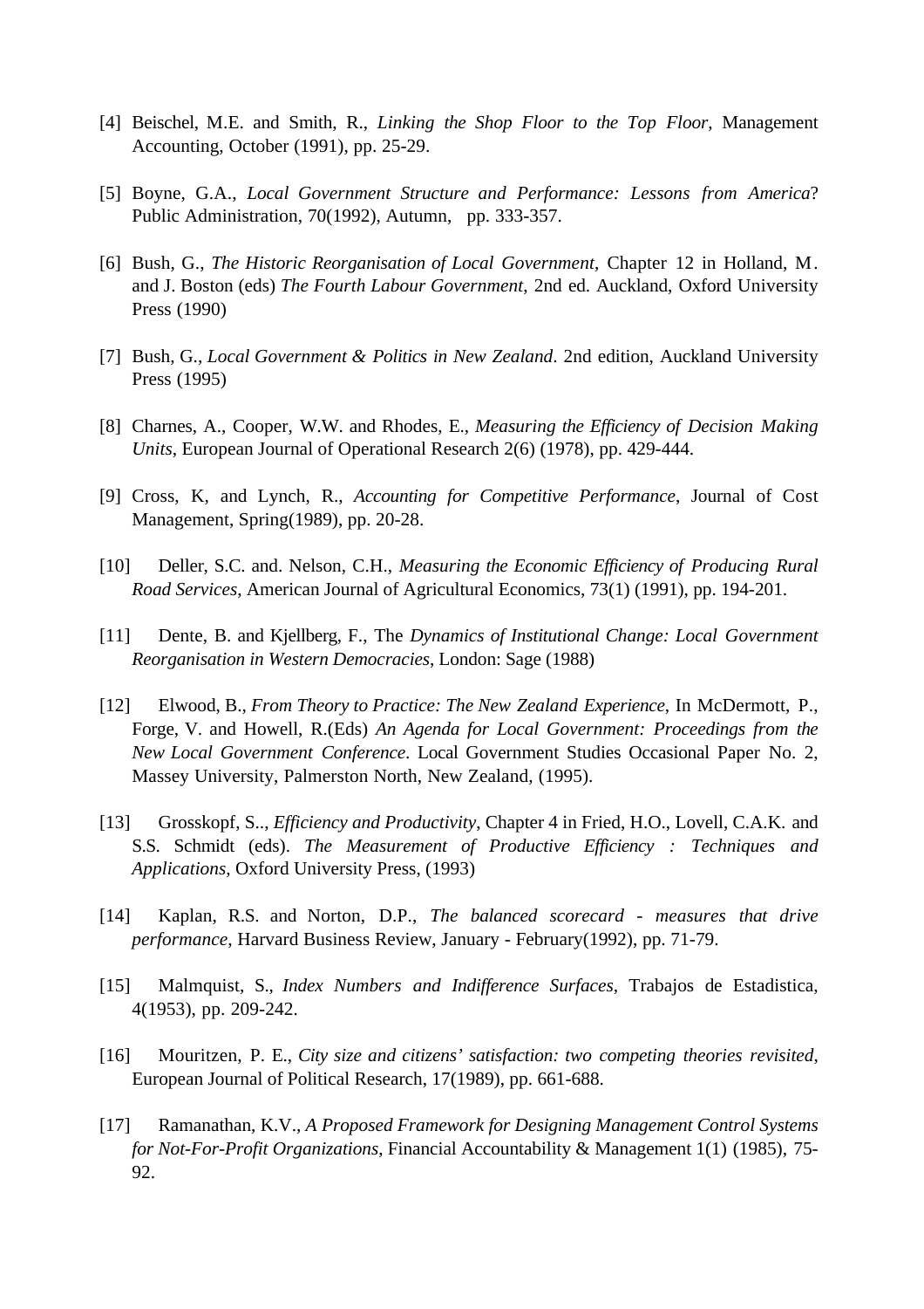[4] Beischel, M.E. and Smith, R., *Linking the Shop Floor to the Top Floor*, Management Accounting, October (1991), pp. 25-29.

[5] Boyne, G.A., *Local Government Structure and Performance: Lessons from America*? Public Administration, 70(1992), Autumn, pp. 333-357.

[6] Bush, G., *The Historic Reorganisation of Local Government*, Chapter 12 in Holland, M. and J. Boston (eds) *The Fourth Labour Government*, 2nd ed. Auckland, Oxford University Press (1990)

[7] Bush, G., *Local Government & Politics in New Zealand*. 2nd edition, Auckland University Press (1995)

[8] Charnes, A., Cooper, W.W. and Rhodes, E., *Measuring the Efficiency of Decision Making Units*, European Journal of Operational Research 2(6) (1978), pp. 429-444.

[9] Cross, K, and Lynch, R., *Accounting for Competitive Performance*, Journal of Cost Management, Spring(1989), pp. 20-28.

[10] Deller, S.C. and. Nelson, C.H., *Measuring the Economic Efficiency of Producing Rural Road Services*, American Journal of Agricultural Economics, 73(1) (1991), pp. 194-201.

[11] Dente, B. and Kjellberg, F., The *Dynamics of Institutional Change: Local Government Reorganisation in Western Democracies*, London: Sage (1988)

[12] Elwood, B., *From Theory to Practice: The New Zealand Experience*, In McDermott, P., Forge, V. and Howell, R.(Eds) *An Agenda for Local Government: Proceedings from the New Local Government Conference*. Local Government Studies Occasional Paper No. 2, Massey University, Palmerston North, New Zealand, (1995).

[13] Grosskopf, S.., *Efficiency and Productivity*, Chapter 4 in Fried, H.O., Lovell, C.A.K. and S.S. Schmidt (eds). *The Measurement of Productive Efficiency : Techniques and Applications*, Oxford University Press, (1993)

[14] Kaplan, R.S. and Norton, D.P., *The balanced scorecard - measures that drive performance*, Harvard Business Review, January - February(1992), pp. 71-79.

[15] Malmquist, S., *Index Numbers and Indifference Surfaces*, Trabajos de Estadistica, 4(1953), pp. 209-242.

[16] Mouritzen, P. E., *City size and citizens' satisfaction: two competing theories revisited*, European Journal of Political Research, 17(1989), pp. 661-688.

[17] Ramanathan, K.V., *A Proposed Framework for Designing Management Control Systems for Not-For-Profit Organizations*, Financial Accountability & Management 1(1) (1985), 75-92.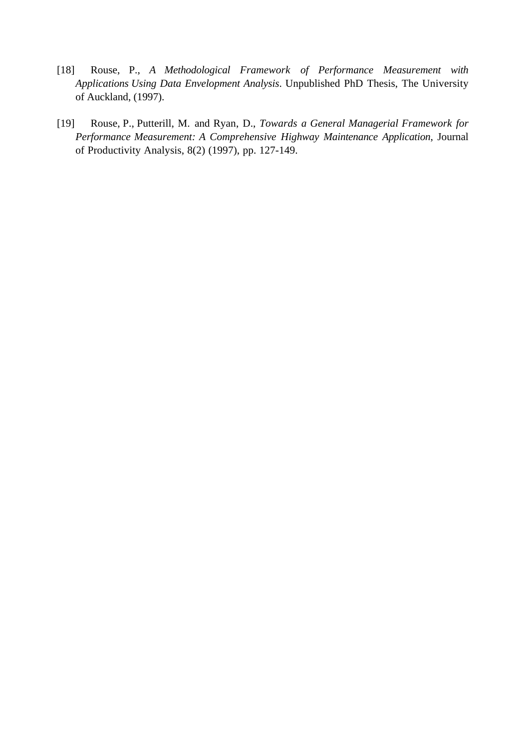[18] Rouse, P., *A Methodological Framework of Performance Measurement with Applications Using Data Envelopment Analysis*. Unpublished PhD Thesis, The University of Auckland, (1997).

[19] Rouse, P., Putterill, M. and Ryan, D., *Towards a General Managerial Framework for Performance Measurement: A Comprehensive Highway Maintenance Application*, Journal of Productivity Analysis, 8(2) (1997), pp. 127-149.